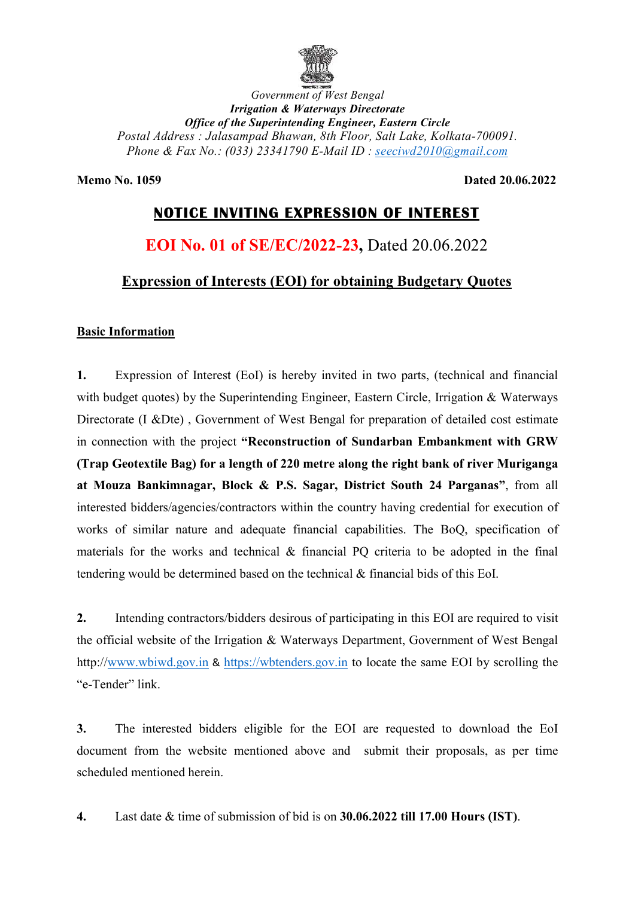*Government of West Bengal*
***Irrigation & Waterways Directorate***
***Office of the Superintending Engineer, Eastern Circle***
*Postal Address : Jalasampad Bhawan, 8th Floor, Salt Lake, Kolkata-700091.*
*Phone & Fax No.: (033) 23341790 E-Mail ID : seeciwd2010@gmail.com*

**Memo No. 1059** **Dated 20.06.2022**

## NOTICE INVITING EXPRESSION OF INTEREST

## EOI No. 01 of SE/EC/2022-23, Dated 20.06.2022

### Expression of Interests (EOI) for obtaining Budgetary Quotes

**Basic Information**

**1.** Expression of Interest (EoI) is hereby invited in two parts, (technical and financial with budget quotes) by the Superintending Engineer, Eastern Circle, Irrigation & Waterways Directorate (I &Dte) , Government of West Bengal for preparation of detailed cost estimate in connection with the project **"Reconstruction of Sundarban Embankment with GRW (Trap Geotextile Bag) for a length of 220 metre along the right bank of river Muriganga at Mouza Bankimnagar, Block & P.S. Sagar, District South 24 Parganas"**, from all interested bidders/agencies/contractors within the country having credential for execution of works of similar nature and adequate financial capabilities. The BoQ, specification of materials for the works and technical & financial PQ criteria to be adopted in the final tendering would be determined based on the technical & financial bids of this EoI.

**2.** Intending contractors/bidders desirous of participating in this EOI are required to visit the official website of the Irrigation & Waterways Department, Government of West Bengal http://www.wbiwd.gov.in & https://wbtenders.gov.in to locate the same EOI by scrolling the "e-Tender" link.

**3.** The interested bidders eligible for the EOI are requested to download the EoI document from the website mentioned above and submit their proposals, as per time scheduled mentioned herein.

**4.** Last date & time of submission of bid is on **30.06.2022 till 17.00 Hours (IST)**.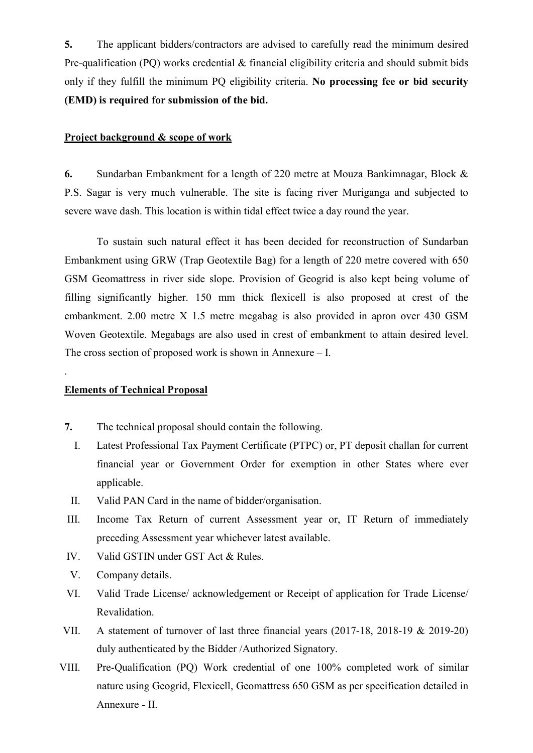**5.** The applicant bidders/contractors are advised to carefully read the minimum desired Pre-qualification (PQ) works credential & financial eligibility criteria and should submit bids only if they fulfill the minimum PQ eligibility criteria. **No processing fee or bid security (EMD) is required for submission of the bid.**

## Project background & scope of work

**6.** Sundarban Embankment for a length of 220 metre at Mouza Bankimnagar, Block & P.S. Sagar is very much vulnerable. The site is facing river Muriganga and subjected to severe wave dash. This location is within tidal effect twice a day round the year.

To sustain such natural effect it has been decided for reconstruction of Sundarban Embankment using GRW (Trap Geotextile Bag) for a length of 220 metre covered with 650 GSM Geomattress in river side slope. Provision of Geogrid is also kept being volume of filling significantly higher. 150 mm thick flexicell is also proposed at crest of the embankment. 2.00 metre X 1.5 metre megabag is also provided in apron over 430 GSM Woven Geotextile. Megabags are also used in crest of embankment to attain desired level. The cross section of proposed work is shown in Annexure – I.

.

## Elements of Technical Proposal

**7.** The technical proposal should contain the following.

I. Latest Professional Tax Payment Certificate (PTPC) or, PT deposit challan for current financial year or Government Order for exemption in other States where ever applicable.

II. Valid PAN Card in the name of bidder/organisation.

III. Income Tax Return of current Assessment year or, IT Return of immediately preceding Assessment year whichever latest available.

IV. Valid GSTIN under GST Act & Rules.

V. Company details.

VI. Valid Trade License/ acknowledgement or Receipt of application for Trade License/ Revalidation.

VII. A statement of turnover of last three financial years (2017-18, 2018-19 & 2019-20) duly authenticated by the Bidder /Authorized Signatory.

VIII. Pre-Qualification (PQ) Work credential of one 100% completed work of similar nature using Geogrid, Flexicell, Geomattress 650 GSM as per specification detailed in Annexure - II.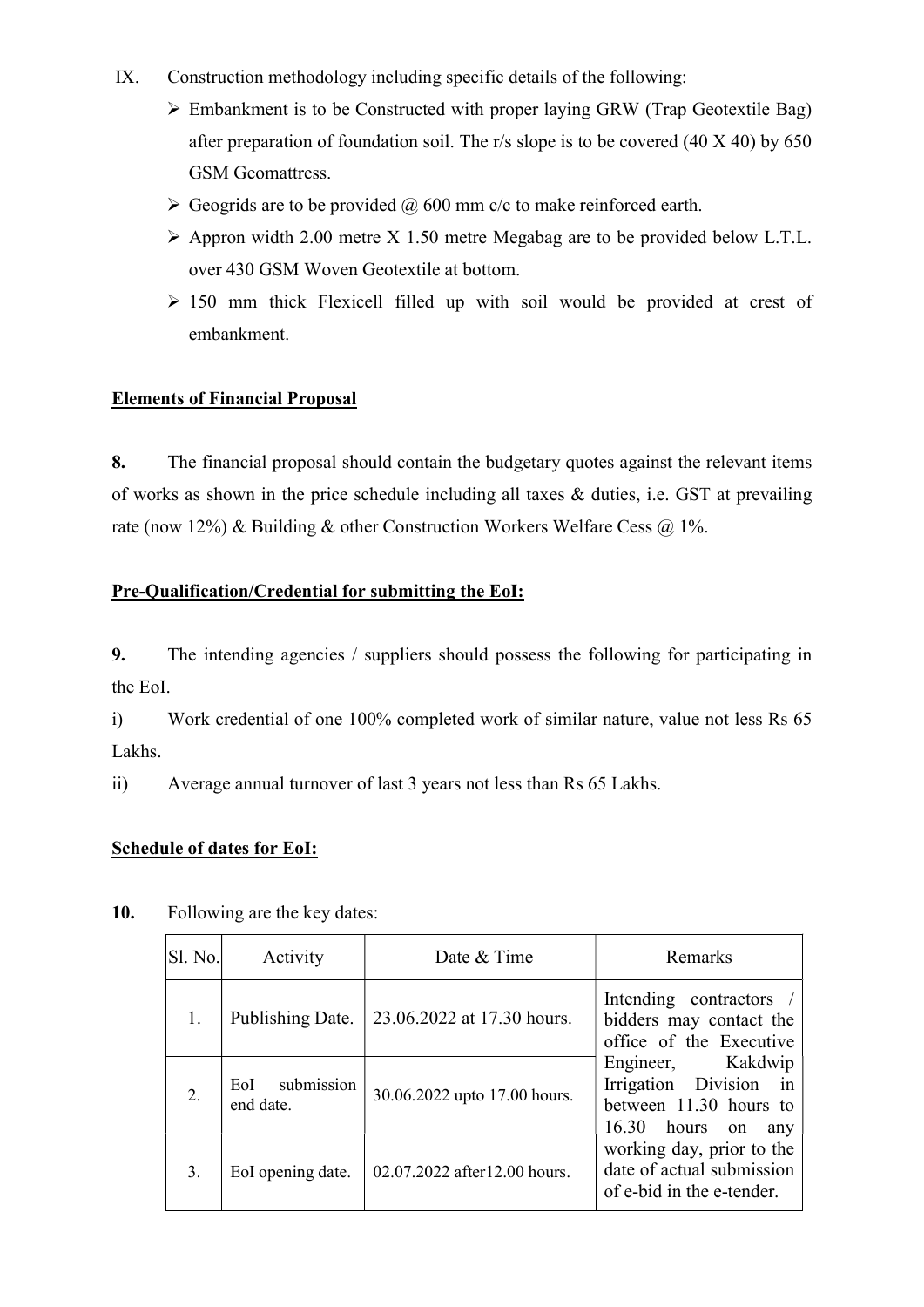IX. Construction methodology including specific details of the following:

- Embankment is to be Constructed with proper laying GRW (Trap Geotextile Bag) after preparation of foundation soil. The r/s slope is to be covered (40 X 40) by 650 GSM Geomattress.
- Geogrids are to be provided @ 600 mm c/c to make reinforced earth.
- Appron width 2.00 metre X 1.50 metre Megabag are to be provided below L.T.L. over 430 GSM Woven Geotextile at bottom.
- 150 mm thick Flexicell filled up with soil would be provided at crest of embankment.

**Elements of Financial Proposal**

**8.** The financial proposal should contain the budgetary quotes against the relevant items of works as shown in the price schedule including all taxes & duties, i.e. GST at prevailing rate (now 12%) & Building & other Construction Workers Welfare Cess @ 1%.

**Pre-Qualification/Credential for submitting the EoI:**

**9.** The intending agencies / suppliers should possess the following for participating in the EoI.

i) Work credential of one 100% completed work of similar nature, value not less Rs 65 Lakhs.

ii) Average annual turnover of last 3 years not less than Rs 65 Lakhs.

**Schedule of dates for EoI:**

**10.** Following are the key dates:

| Sl. No. | Activity | Date & Time | Remarks |
|---|---|---|---|
| 1. | Publishing Date. | 23.06.2022 at 17.30 hours. | Intending contractors / bidders may contact the office of the Executive Engineer, Kakdwip Irrigation Division in between 11.30 hours to 16.30 hours on any working day, prior to the date of actual submission of e-bid in the e-tender. |
| 2. | EoI submission end date. | 30.06.2022 upto 17.00 hours. | |
| 3. | EoI opening date. | 02.07.2022 after12.00 hours. | |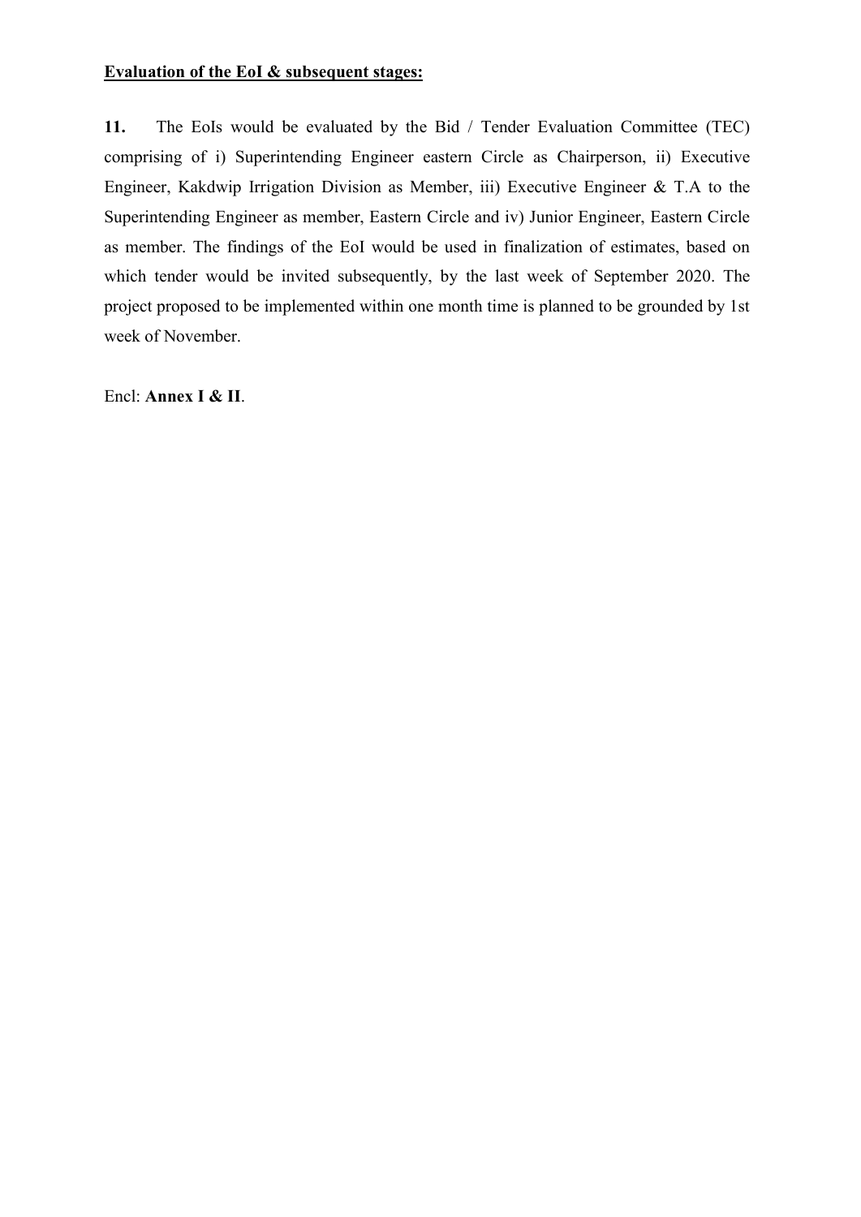**<u>Evaluation of the EoI & subsequent stages:</u>**

**11.** The EoIs would be evaluated by the Bid / Tender Evaluation Committee (TEC) comprising of i) Superintending Engineer eastern Circle as Chairperson, ii) Executive Engineer, Kakdwip Irrigation Division as Member, iii) Executive Engineer & T.A to the Superintending Engineer as member, Eastern Circle and iv) Junior Engineer, Eastern Circle as member. The findings of the EoI would be used in finalization of estimates, based on which tender would be invited subsequently, by the last week of September 2020. The project proposed to be implemented within one month time is planned to be grounded by 1st week of November.

Encl: **Annex I & II**.